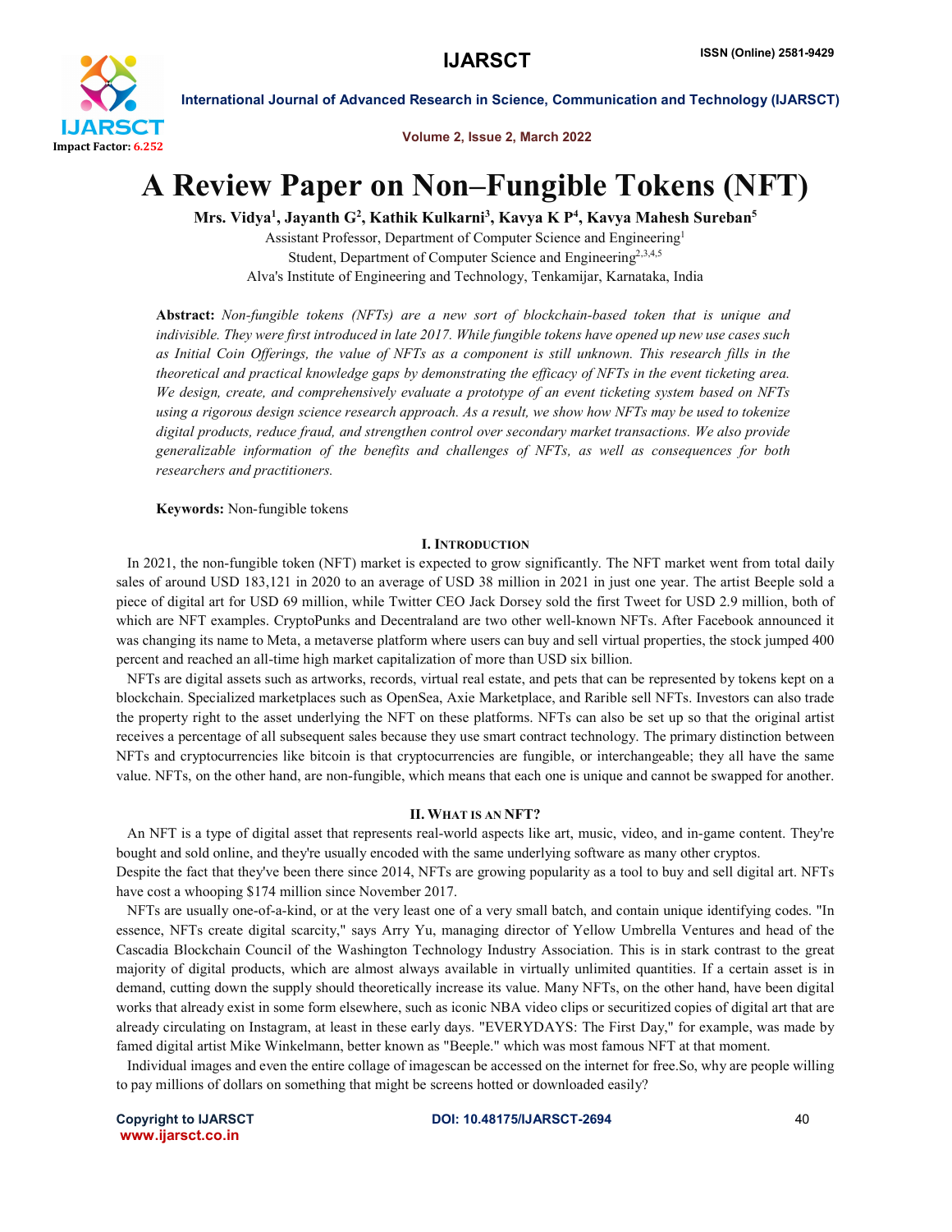# A Review Paper on Non–Fungible Tokens (NFT)

**Mrs. Vidya[1], Jayanth G[2], Kathik Kulkarni[3], Kavya K P[4], Kavya Mahesh Sureban[5]**

Assistant Professor, Department of Computer Science and Engineering[1]

Student, Department of Computer Science and Engineering[2,3,4,5]

Alva's Institute of Engineering and Technology, Tenkamijar, Karnataka, India

**Abstract:** *Non-fungible tokens (NFTs) are a new sort of blockchain-based token that is unique and indivisible. They were first introduced in late 2017. While fungible tokens have opened up new use cases such as Initial Coin Offerings, the value of NFTs as a component is still unknown. This research fills in the theoretical and practical knowledge gaps by demonstrating the efficacy of NFTs in the event ticketing area. We design, create, and comprehensively evaluate a prototype of an event ticketing system based on NFTs using a rigorous design science research approach. As a result, we show how NFTs may be used to tokenize digital products, reduce fraud, and strengthen control over secondary market transactions. We also provide generalizable information of the benefits and challenges of NFTs, as well as consequences for both researchers and practitioners.*

**Keywords:** Non-fungible tokens

## I. Introduction

In 2021, the non-fungible token (NFT) market is expected to grow significantly. The NFT market went from total daily sales of around USD 183,121 in 2020 to an average of USD 38 million in 2021 in just one year. The artist Beeple sold a piece of digital art for USD 69 million, while Twitter CEO Jack Dorsey sold the first Tweet for USD 2.9 million, both of which are NFT examples. CryptoPunks and Decentraland are two other well-known NFTs. After Facebook announced it was changing its name to Meta, a metaverse platform where users can buy and sell virtual properties, the stock jumped 400 percent and reached an all-time high market capitalization of more than USD six billion.

NFTs are digital assets such as artworks, records, virtual real estate, and pets that can be represented by tokens kept on a blockchain. Specialized marketplaces such as OpenSea, Axie Marketplace, and Rarible sell NFTs. Investors can also trade the property right to the asset underlying the NFT on these platforms. NFTs can also be set up so that the original artist receives a percentage of all subsequent sales because they use smart contract technology. The primary distinction between NFTs and cryptocurrencies like bitcoin is that cryptocurrencies are fungible, or interchangeable; they all have the same value. NFTs, on the other hand, are non-fungible, which means that each one is unique and cannot be swapped for another.

## II. What is an NFT?

An NFT is a type of digital asset that represents real-world aspects like art, music, video, and in-game content. They're bought and sold online, and they're usually encoded with the same underlying software as many other cryptos.

Despite the fact that they've been there since 2014, NFTs are growing popularity as a tool to buy and sell digital art. NFTs have cost a whooping $174 million since November 2017.

NFTs are usually one-of-a-kind, or at the very least one of a very small batch, and contain unique identifying codes. "In essence, NFTs create digital scarcity," says Arry Yu, managing director of Yellow Umbrella Ventures and head of the Cascadia Blockchain Council of the Washington Technology Industry Association. This is in stark contrast to the great majority of digital products, which are almost always available in virtually unlimited quantities. If a certain asset is in demand, cutting down the supply should theoretically increase its value. Many NFTs, on the other hand, have been digital works that already exist in some form elsewhere, such as iconic NBA video clips or securitized copies of digital art that are already circulating on Instagram, at least in these early days. "EVERYDAYS: The First Day," for example, was made by famed digital artist Mike Winkelmann, better known as "Beeple." which was most famous NFT at that moment.

Individual images and even the entire collage of imagescan be accessed on the internet for free.So, why are people willing to pay millions of dollars on something that might be screens hotted or downloaded easily?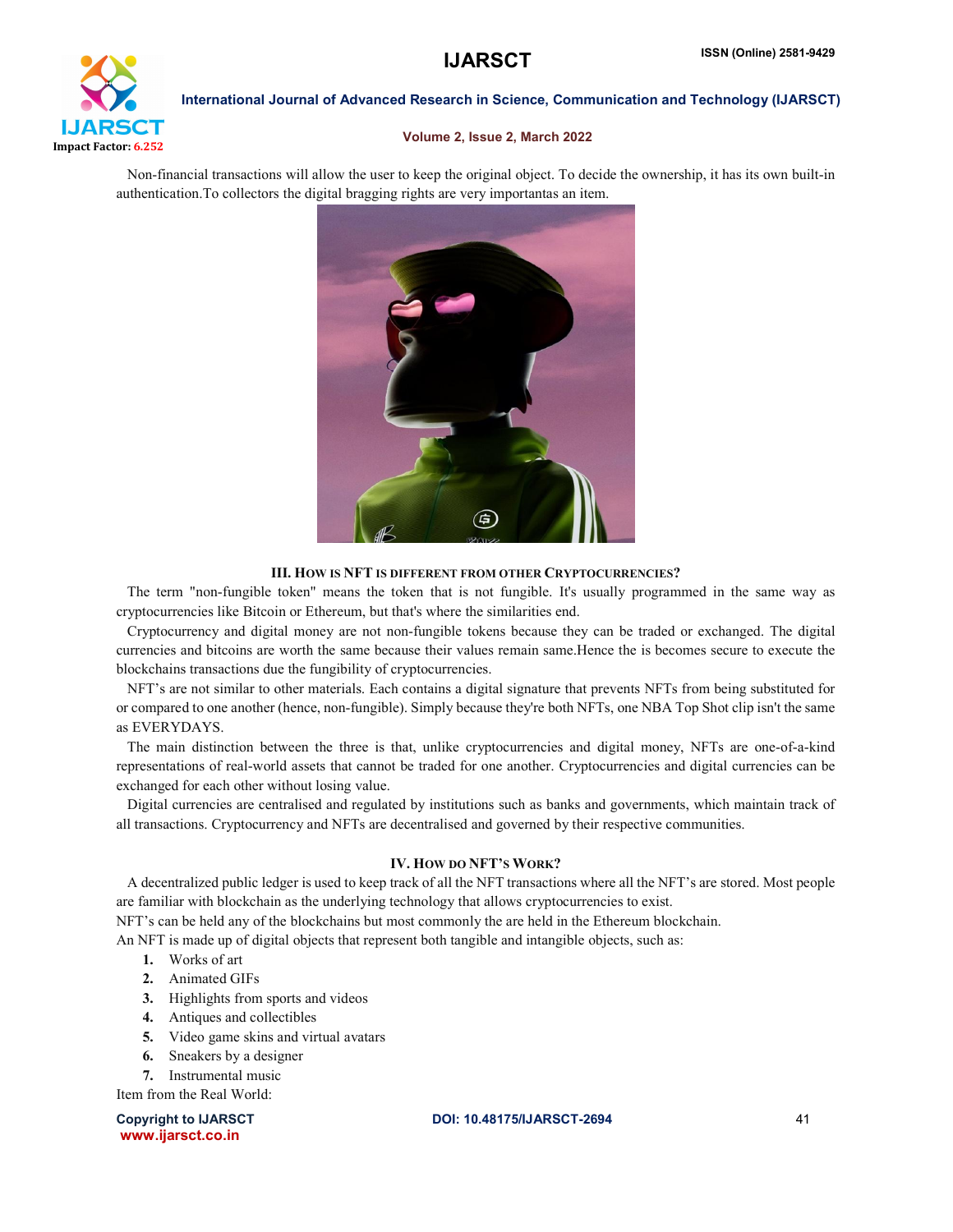Non-financial transactions will allow the user to keep the original object. To decide the ownership, it has its own built-in authentication.To collectors the digital bragging rights are very importantas an item.

### III. How is NFT is different from other Cryptocurrencies?

The term "non-fungible token" means the token that is not fungible. It's usually programmed in the same way as cryptocurrencies like Bitcoin or Ethereum, but that's where the similarities end.

Cryptocurrency and digital money are not non-fungible tokens because they can be traded or exchanged. The digital currencies and bitcoins are worth the same because their values remain same.Hence the is becomes secure to execute the blockchains transactions due the fungibility of cryptocurrencies.

NFT's are not similar to other materials. Each contains a digital signature that prevents NFTs from being substituted for or compared to one another (hence, non-fungible). Simply because they're both NFTs, one NBA Top Shot clip isn't the same as EVERYDAYS.

The main distinction between the three is that, unlike cryptocurrencies and digital money, NFTs are one-of-a-kind representations of real-world assets that cannot be traded for one another. Cryptocurrencies and digital currencies can be exchanged for each other without losing value.

Digital currencies are centralised and regulated by institutions such as banks and governments, which maintain track of all transactions. Cryptocurrency and NFTs are decentralised and governed by their respective communities.

### IV. How do NFT's Work?

A decentralized public ledger is used to keep track of all the NFT transactions where all the NFT's are stored. Most people are familiar with blockchain as the underlying technology that allows cryptocurrencies to exist.

NFT's can be held any of the blockchains but most commonly the are held in the Ethereum blockchain.

An NFT is made up of digital objects that represent both tangible and intangible objects, such as:

1. Works of art
2. Animated GIFs
3. Highlights from sports and videos
4. Antiques and collectibles
5. Video game skins and virtual avatars
6. Sneakers by a designer
7. Instrumental music

Item from the Real World: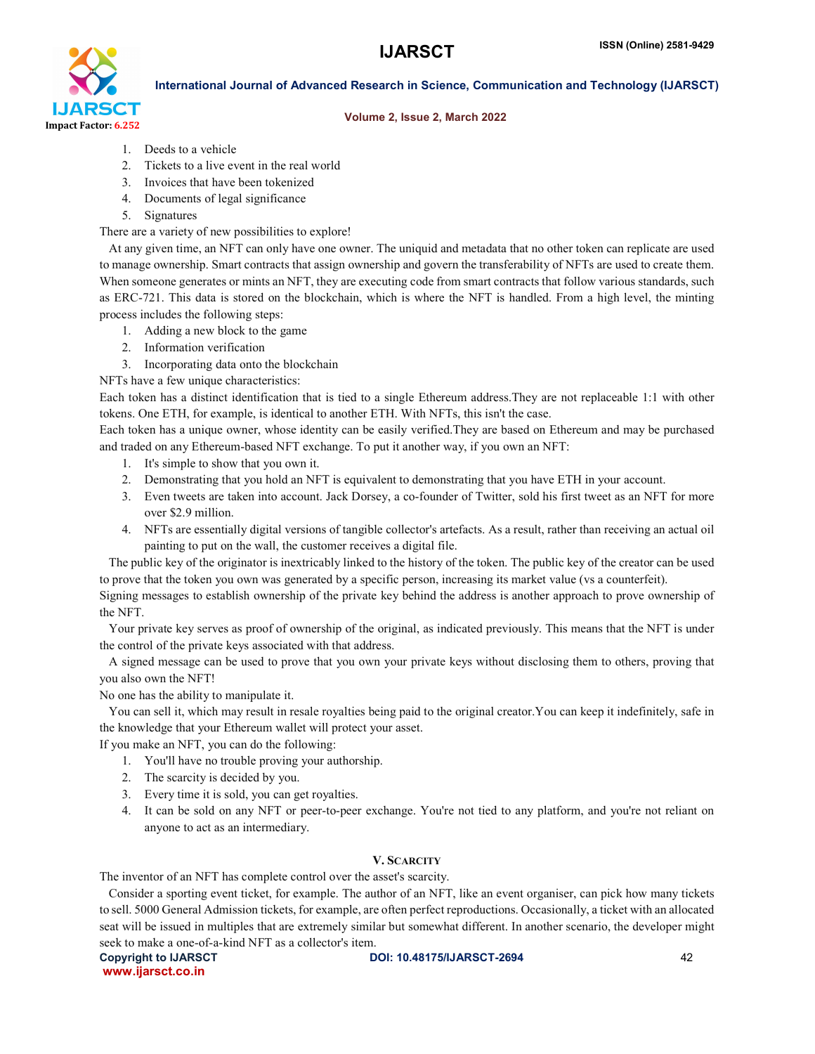1. Deeds to a vehicle
2. Tickets to a live event in the real world
3. Invoices that have been tokenized
4. Documents of legal significance
5. Signatures

There are a variety of new possibilities to explore!

At any given time, an NFT can only have one owner. The uniquid and metadata that no other token can replicate are used to manage ownership. Smart contracts that assign ownership and govern the transferability of NFTs are used to create them. When someone generates or mints an NFT, they are executing code from smart contracts that follow various standards, such as ERC-721. This data is stored on the blockchain, which is where the NFT is handled. From a high level, the minting process includes the following steps:

1. Adding a new block to the game
2. Information verification
3. Incorporating data onto the blockchain

NFTs have a few unique characteristics:

Each token has a distinct identification that is tied to a single Ethereum address.They are not replaceable 1:1 with other tokens. One ETH, for example, is identical to another ETH. With NFTs, this isn't the case.

Each token has a unique owner, whose identity can be easily verified.They are based on Ethereum and may be purchased and traded on any Ethereum-based NFT exchange. To put it another way, if you own an NFT:

1. It's simple to show that you own it.
2. Demonstrating that you hold an NFT is equivalent to demonstrating that you have ETH in your account.
3. Even tweets are taken into account. Jack Dorsey, a co-founder of Twitter, sold his first tweet as an NFT for more over $2.9 million.
4. NFTs are essentially digital versions of tangible collector's artefacts. As a result, rather than receiving an actual oil painting to put on the wall, the customer receives a digital file.

The public key of the originator is inextricably linked to the history of the token. The public key of the creator can be used to prove that the token you own was generated by a specific person, increasing its market value (vs a counterfeit).

Signing messages to establish ownership of the private key behind the address is another approach to prove ownership of the NFT.

Your private key serves as proof of ownership of the original, as indicated previously. This means that the NFT is under the control of the private keys associated with that address.

A signed message can be used to prove that you own your private keys without disclosing them to others, proving that you also own the NFT!

No one has the ability to manipulate it.

You can sell it, which may result in resale royalties being paid to the original creator.You can keep it indefinitely, safe in the knowledge that your Ethereum wallet will protect your asset.

If you make an NFT, you can do the following:

1. You'll have no trouble proving your authorship.
2. The scarcity is decided by you.
3. Every time it is sold, you can get royalties.
4. It can be sold on any NFT or peer-to-peer exchange. You're not tied to any platform, and you're not reliant on anyone to act as an intermediary.

## V. Scarcity

The inventor of an NFT has complete control over the asset's scarcity.

Consider a sporting event ticket, for example. The author of an NFT, like an event organiser, can pick how many tickets to sell. 5000 General Admission tickets, for example, are often perfect reproductions. Occasionally, a ticket with an allocated seat will be issued in multiples that are extremely similar but somewhat different. In another scenario, the developer might seek to make a one-of-a-kind NFT as a collector's item.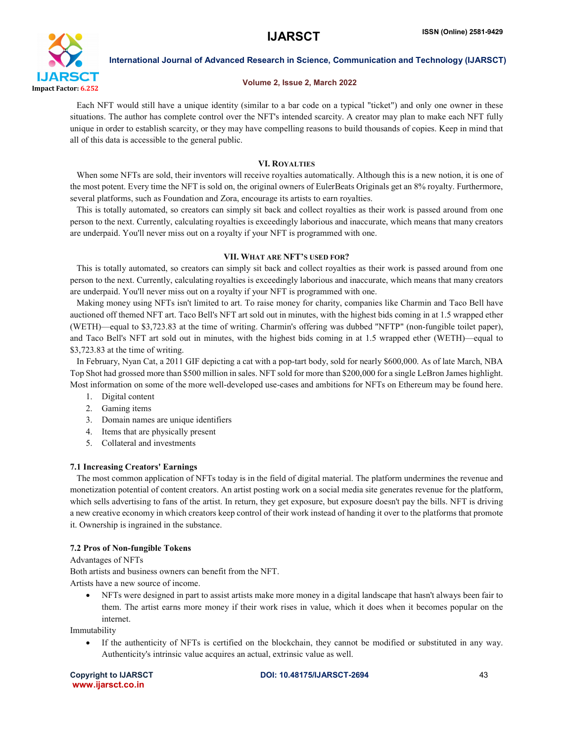Each NFT would still have a unique identity (similar to a bar code on a typical "ticket") and only one owner in these situations. The author has complete control over the NFT's intended scarcity. A creator may plan to make each NFT fully unique in order to establish scarcity, or they may have compelling reasons to build thousands of copies. Keep in mind that all of this data is accessible to the general public.

## VI. Royalties

When some NFTs are sold, their inventors will receive royalties automatically. Although this is a new notion, it is one of the most potent. Every time the NFT is sold on, the original owners of EulerBeats Originals get an 8% royalty. Furthermore, several platforms, such as Foundation and Zora, encourage its artists to earn royalties.

This is totally automated, so creators can simply sit back and collect royalties as their work is passed around from one person to the next. Currently, calculating royalties is exceedingly laborious and inaccurate, which means that many creators are underpaid. You'll never miss out on a royalty if your NFT is programmed with one.

## VII. What are NFT's used for?

This is totally automated, so creators can simply sit back and collect royalties as their work is passed around from one person to the next. Currently, calculating royalties is exceedingly laborious and inaccurate, which means that many creators are underpaid. You'll never miss out on a royalty if your NFT is programmed with one.

Making money using NFTs isn't limited to art. To raise money for charity, companies like Charmin and Taco Bell have auctioned off themed NFT art. Taco Bell's NFT art sold out in minutes, with the highest bids coming in at 1.5 wrapped ether (WETH)—equal to $3,723.83 at the time of writing. Charmin's offering was dubbed "NFTP" (non-fungible toilet paper), and Taco Bell's NFT art sold out in minutes, with the highest bids coming in at 1.5 wrapped ether (WETH)—equal to $3,723.83 at the time of writing.

In February, Nyan Cat, a 2011 GIF depicting a cat with a pop-tart body, sold for nearly $600,000. As of late March, NBA Top Shot had grossed more than $500 million in sales. NFT sold for more than $200,000 for a single LeBron James highlight. Most information on some of the more well-developed use-cases and ambitions for NFTs on Ethereum may be found here.

1. Digital content
2. Gaming items
3. Domain names are unique identifiers
4. Items that are physically present
5. Collateral and investments

### 7.1 Increasing Creators' Earnings

The most common application of NFTs today is in the field of digital material. The platform undermines the revenue and monetization potential of content creators. An artist posting work on a social media site generates revenue for the platform, which sells advertising to fans of the artist. In return, they get exposure, but exposure doesn't pay the bills. NFT is driving a new creative economy in which creators keep control of their work instead of handing it over to the platforms that promote it. Ownership is ingrained in the substance.

### 7.2 Pros of Non-fungible Tokens

Advantages of NFTs

Both artists and business owners can benefit from the NFT.

Artists have a new source of income.

- NFTs were designed in part to assist artists make more money in a digital landscape that hasn't always been fair to them. The artist earns more money if their work rises in value, which it does when it becomes popular on the internet.

Immutability

- If the authenticity of NFTs is certified on the blockchain, they cannot be modified or substituted in any way. Authenticity's intrinsic value acquires an actual, extrinsic value as well.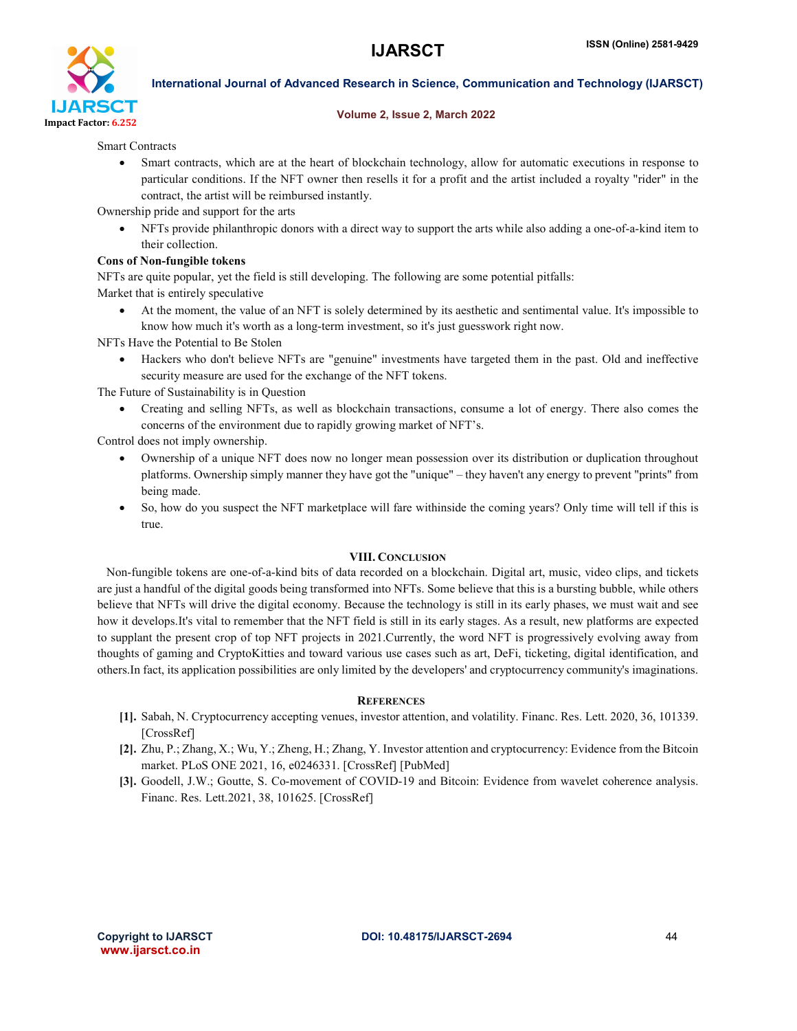Smart Contracts

- Smart contracts, which are at the heart of blockchain technology, allow for automatic executions in response to particular conditions. If the NFT owner then resells it for a profit and the artist included a royalty "rider" in the contract, the artist will be reimbursed instantly.

Ownership pride and support for the arts

- NFTs provide philanthropic donors with a direct way to support the arts while also adding a one-of-a-kind item to their collection.

**Cons of Non-fungible tokens**

NFTs are quite popular, yet the field is still developing. The following are some potential pitfalls:

Market that is entirely speculative

- At the moment, the value of an NFT is solely determined by its aesthetic and sentimental value. It's impossible to know how much it's worth as a long-term investment, so it's just guesswork right now.

NFTs Have the Potential to Be Stolen

- Hackers who don't believe NFTs are "genuine" investments have targeted them in the past. Old and ineffective security measure are used for the exchange of the NFT tokens.

The Future of Sustainability is in Question

- Creating and selling NFTs, as well as blockchain transactions, consume a lot of energy. There also comes the concerns of the environment due to rapidly growing market of NFT's.

Control does not imply ownership.

- Ownership of a unique NFT does now no longer mean possession over its distribution or duplication throughout platforms. Ownership simply manner they have got the "unique" – they haven't any energy to prevent "prints" from being made.
- So, how do you suspect the NFT marketplace will fare withinside the coming years? Only time will tell if this is true.

## VIII. Conclusion

Non-fungible tokens are one-of-a-kind bits of data recorded on a blockchain. Digital art, music, video clips, and tickets are just a handful of the digital goods being transformed into NFTs. Some believe that this is a bursting bubble, while others believe that NFTs will drive the digital economy. Because the technology is still in its early phases, we must wait and see how it develops.It's vital to remember that the NFT field is still in its early stages. As a result, new platforms are expected to supplant the present crop of top NFT projects in 2021.Currently, the word NFT is progressively evolving away from thoughts of gaming and CryptoKitties and toward various use cases such as art, DeFi, ticketing, digital identification, and others.In fact, its application possibilities are only limited by the developers' and cryptocurrency community's imaginations.

## References

**[1].** Sabah, N. Cryptocurrency accepting venues, investor attention, and volatility. Financ. Res. Lett. 2020, 36, 101339. [CrossRef]

**[2].** Zhu, P.; Zhang, X.; Wu, Y.; Zheng, H.; Zhang, Y. Investor attention and cryptocurrency: Evidence from the Bitcoin market. PLoS ONE 2021, 16, e0246331. [CrossRef] [PubMed]

**[3].** Goodell, J.W.; Goutte, S. Co-movement of COVID-19 and Bitcoin: Evidence from wavelet coherence analysis. Financ. Res. Lett.2021, 38, 101625. [CrossRef]